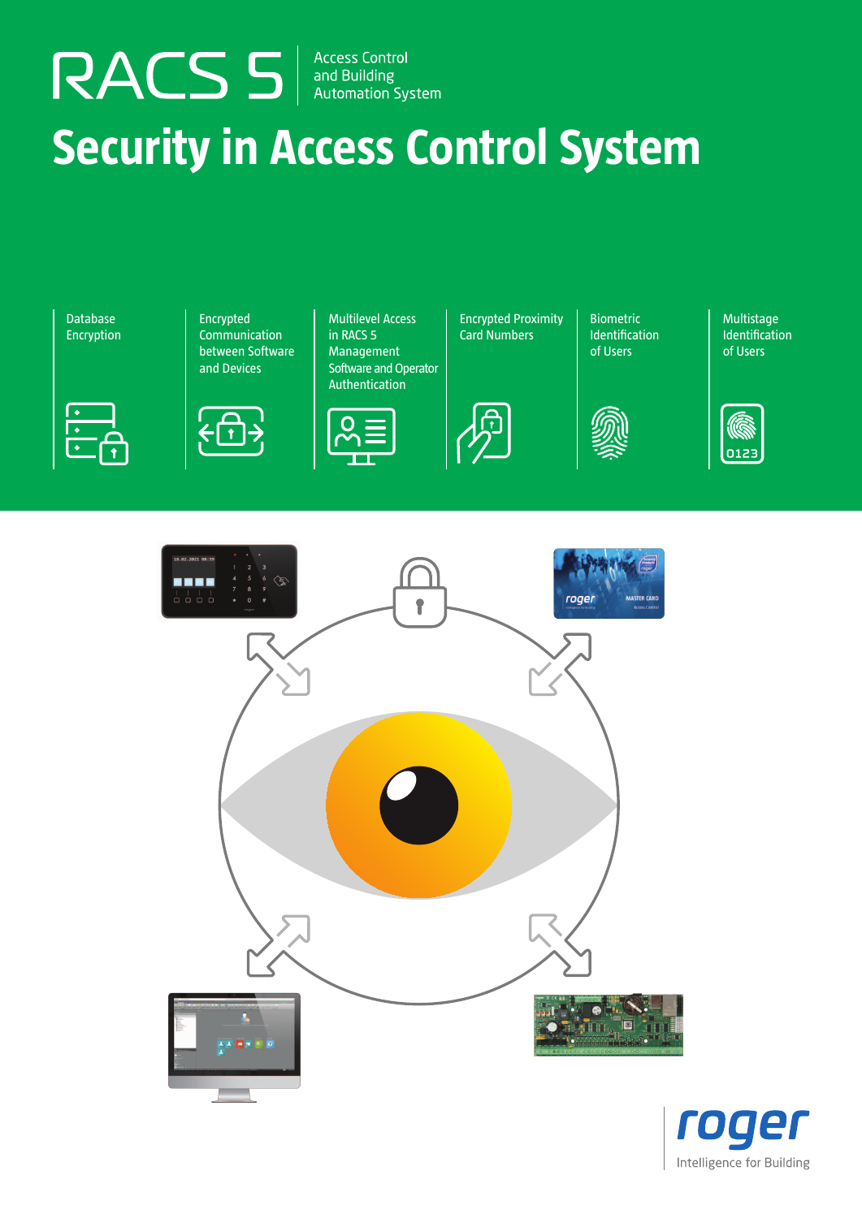# RACS 5

Access Control and Building Automation System

# Security in Access Control System

- Database Encryption
- Encrypted Communication between Software and Devices
- Multilevel Access in RACS 5 Management Software and Operator Authentication
- Encrypted Proximity Card Numbers
- Biometric Identification of Users
- Multistage Identification of Users

roger

Intelligence for Building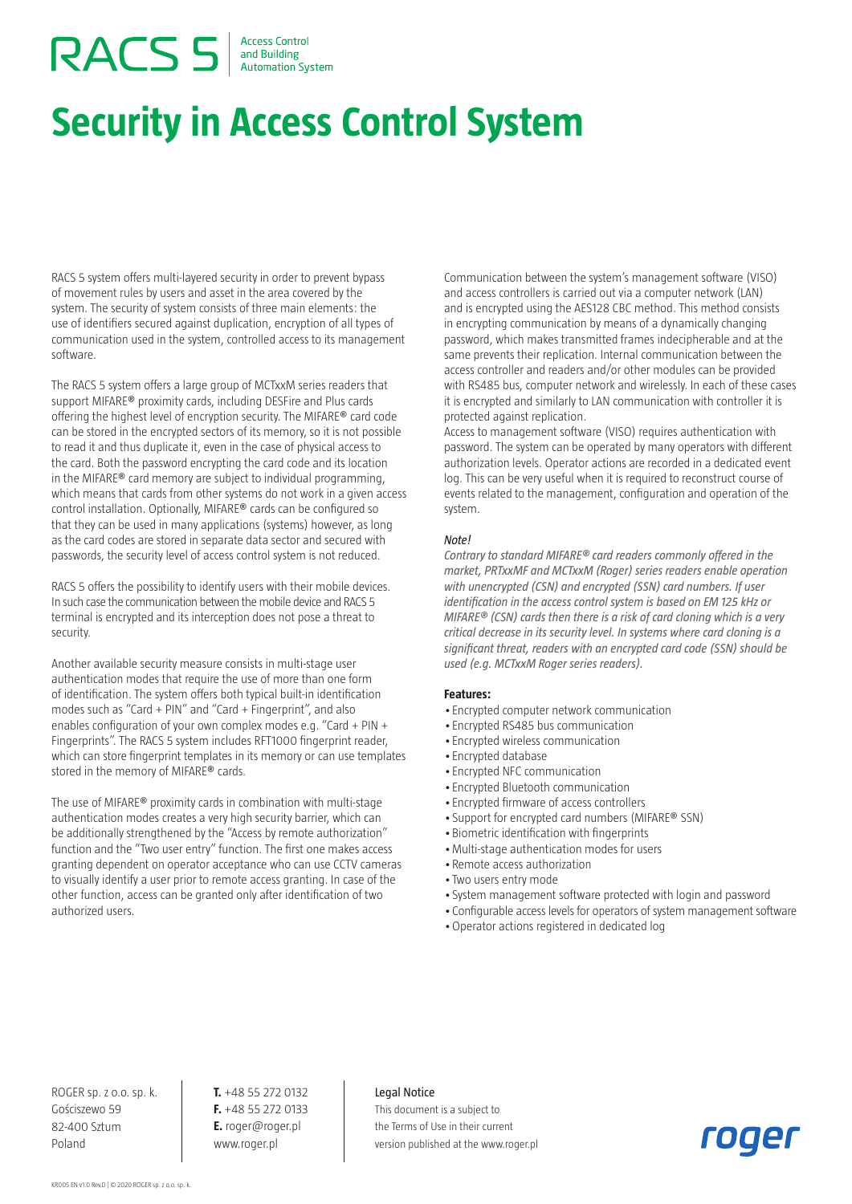RACS 5 Access Control and Building Automation System

# Security in Access Control System

RACS 5 system offers multi-layered security in order to prevent bypass of movement rules by users and asset in the area covered by the system. The security of system consists of three main elements: the use of identifiers secured against duplication, encryption of all types of communication used in the system, controlled access to its management software.

The RACS 5 system offers a large group of MCTxxM series readers that support MIFARE® proximity cards, including DESFire and Plus cards offering the highest level of encryption security. The MIFARE® card code can be stored in the encrypted sectors of its memory, so it is not possible to read it and thus duplicate it, even in the case of physical access to the card. Both the password encrypting the card code and its location in the MIFARE® card memory are subject to individual programming, which means that cards from other systems do not work in a given access control installation. Optionally, MIFARE® cards can be configured so that they can be used in many applications (systems) however, as long as the card codes are stored in separate data sector and secured with passwords, the security level of access control system is not reduced.

RACS 5 offers the possibility to identify users with their mobile devices. In such case the communication between the mobile device and RACS 5 terminal is encrypted and its interception does not pose a threat to security.

Another available security measure consists in multi-stage user authentication modes that require the use of more than one form of identification. The system offers both typical built-in identification modes such as "Card + PIN" and "Card + Fingerprint", and also enables configuration of your own complex modes e.g. "Card + PIN + Fingerprints". The RACS 5 system includes RFT1000 fingerprint reader, which can store fingerprint templates in its memory or can use templates stored in the memory of MIFARE® cards.

The use of MIFARE® proximity cards in combination with multi-stage authentication modes creates a very high security barrier, which can be additionally strengthened by the "Access by remote authorization" function and the "Two user entry" function. The first one makes access granting dependent on operator acceptance who can use CCTV cameras to visually identify a user prior to remote access granting. In case of the other function, access can be granted only after identification of two authorized users.

Communication between the system's management software (VISO) and access controllers is carried out via a computer network (LAN) and is encrypted using the AES128 CBC method. This method consists in encrypting communication by means of a dynamically changing password, which makes transmitted frames indecipherable and at the same prevents their replication. Internal communication between the access controller and readers and/or other modules can be provided with RS485 bus, computer network and wirelessly. In each of these cases it is encrypted and similarly to LAN communication with controller it is protected against replication.

Access to management software (VISO) requires authentication with password. The system can be operated by many operators with different authorization levels. Operator actions are recorded in a dedicated event log. This can be very useful when it is required to reconstruct course of events related to the management, configuration and operation of the system.

*Note!*

*Contrary to standard MIFARE® card readers commonly offered in the market, PRTxxMF and MCTxxM (Roger) series readers enable operation with unencrypted (CSN) and encrypted (SSN) card numbers. If user identification in the access control system is based on EM 125 kHz or MIFARE® (CSN) cards then there is a risk of card cloning which is a very critical decrease in its security level. In systems where card cloning is a significant threat, readers with an encrypted card code (SSN) should be used (e.g. MCTxxM Roger series readers).*

**Features:**

- Encrypted computer network communication
- Encrypted RS485 bus communication
- Encrypted wireless communication
- Encrypted database
- Encrypted NFC communication
- Encrypted Bluetooth communication
- Encrypted firmware of access controllers
- Support for encrypted card numbers (MIFARE® SSN)
- Biometric identification with fingerprints
- Multi-stage authentication modes for users
- Remote access authorization
- Two users entry mode
- System management software protected with login and password
- Configurable access levels for operators of system management software
- Operator actions registered in dedicated log

ROGER sp. z o.o. sp. k.
Gościszewo 59
82-400 Sztum
Poland

**T.** +48 55 272 0132
**F.** +48 55 272 0133
**E.** roger@roger.pl
www.roger.pl

Legal Notice
This document is a subject to the Terms of Use in their current version published at the www.roger.pl

roger

KR005 EN v1.0 Rev.D | © 2020 ROGER sp. z o.o. sp. k.